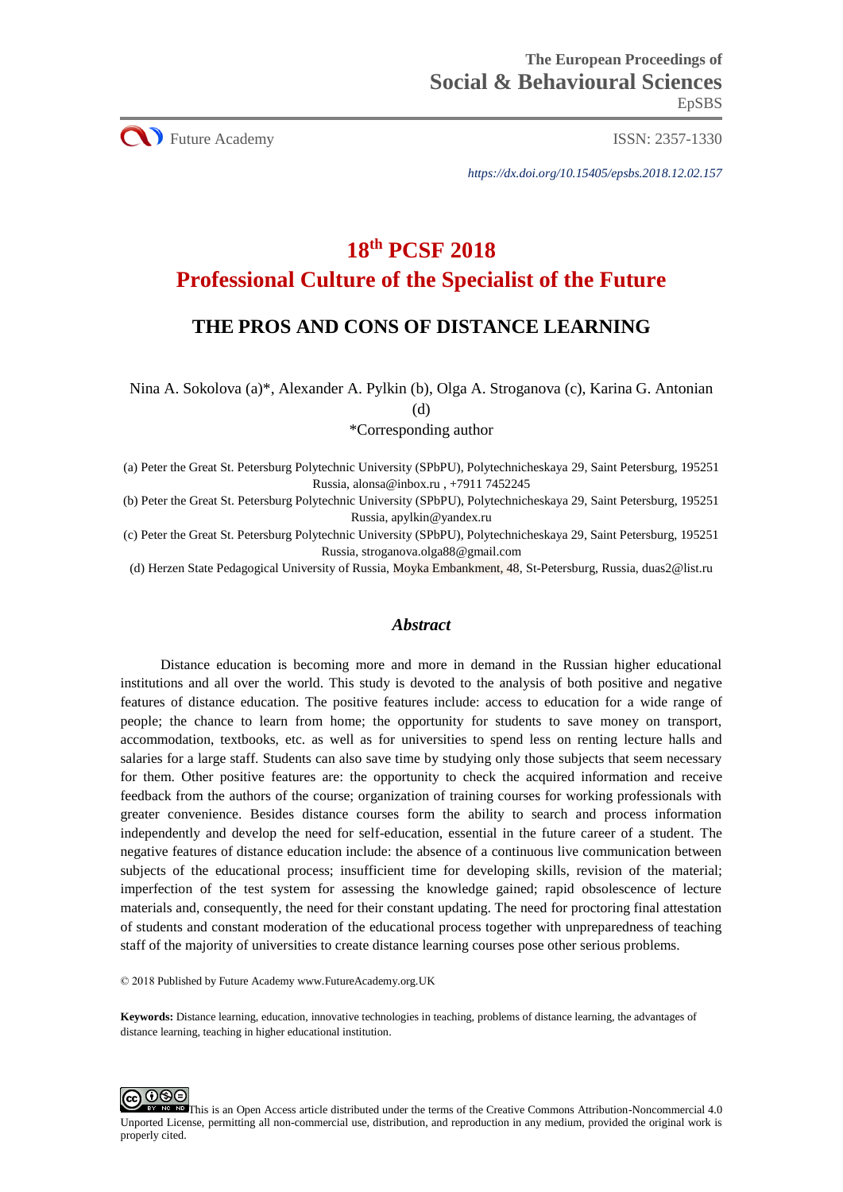The European Proceedings of
**Social & Behavioural Sciences**
EpSBS

Future Academy ISSN: 2357-1330

*https://dx.doi.org/10.15405/epsbs.2018.12.02.157*

# 18th PCSF 2018
# Professional Culture of the Specialist of the Future

## THE PROS AND CONS OF DISTANCE LEARNING

Nina A. Sokolova (a)*, Alexander A. Pylkin (b), Olga A. Stroganova (c), Karina G. Antonian (d)
*Corresponding author

(a) Peter the Great St. Petersburg Polytechnic University (SPbPU), Polytechnicheskaya 29, Saint Petersburg, 195251 Russia, alonsa@inbox.ru , +7911 7452245
(b) Peter the Great St. Petersburg Polytechnic University (SPbPU), Polytechnicheskaya 29, Saint Petersburg, 195251 Russia, apylkin@yandex.ru
(c) Peter the Great St. Petersburg Polytechnic University (SPbPU), Polytechnicheskaya 29, Saint Petersburg, 195251 Russia, stroganova.olga88@gmail.com
(d) Herzen State Pedagogical University of Russia, Moyka Embankment, 48, St-Petersburg, Russia, duas2@list.ru

### *Abstract*

Distance education is becoming more and more in demand in the Russian higher educational institutions and all over the world. This study is devoted to the analysis of both positive and negative features of distance education. The positive features include: access to education for a wide range of people; the chance to learn from home; the opportunity for students to save money on transport, accommodation, textbooks, etc. as well as for universities to spend less on renting lecture halls and salaries for a large staff. Students can also save time by studying only those subjects that seem necessary for them. Other positive features are: the opportunity to check the acquired information and receive feedback from the authors of the course; organization of training courses for working professionals with greater convenience. Besides distance courses form the ability to search and process information independently and develop the need for self-education, essential in the future career of a student. The negative features of distance education include: the absence of a continuous live communication between subjects of the educational process; insufficient time for developing skills, revision of the material; imperfection of the test system for assessing the knowledge gained; rapid obsolescence of lecture materials and, consequently, the need for their constant updating. The need for proctoring final attestation of students and constant moderation of the educational process together with unpreparedness of teaching staff of the majority of universities to create distance learning courses pose other serious problems.

© 2018 Published by Future Academy www.FutureAcademy.org.UK

**Keywords:** Distance learning, education, innovative technologies in teaching, problems of distance learning, the advantages of distance learning, teaching in higher educational institution.

This is an Open Access article distributed under the terms of the Creative Commons Attribution-Noncommercial 4.0 Unported License, permitting all non-commercial use, distribution, and reproduction in any medium, provided the original work is properly cited.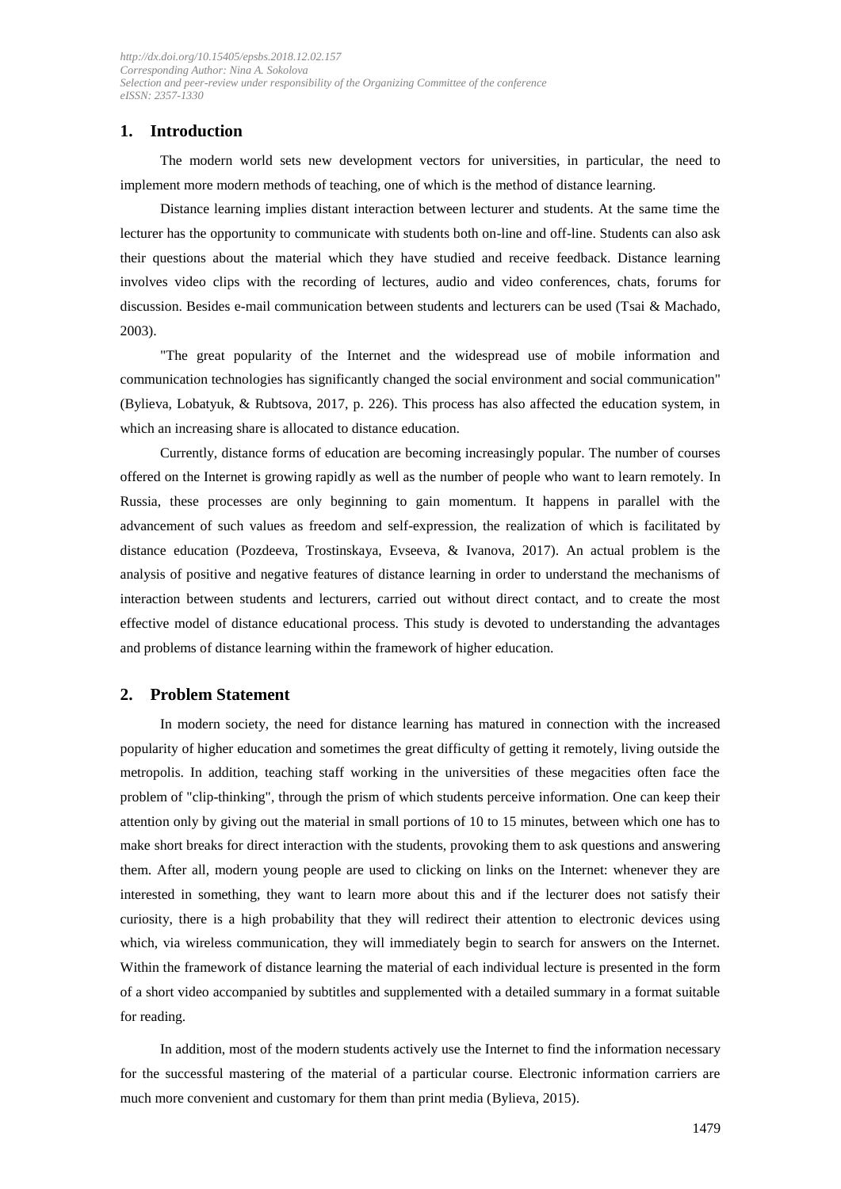## 1. Introduction

The modern world sets new development vectors for universities, in particular, the need to implement more modern methods of teaching, one of which is the method of distance learning.

Distance learning implies distant interaction between lecturer and students. At the same time the lecturer has the opportunity to communicate with students both on-line and off-line. Students can also ask their questions about the material which they have studied and receive feedback. Distance learning involves video clips with the recording of lectures, audio and video conferences, chats, forums for discussion. Besides e-mail communication between students and lecturers can be used (Tsai & Machado, 2003).

"The great popularity of the Internet and the widespread use of mobile information and communication technologies has significantly changed the social environment and social communication" (Bylieva, Lobatyuk, & Rubtsova, 2017, p. 226). This process has also affected the education system, in which an increasing share is allocated to distance education.

Currently, distance forms of education are becoming increasingly popular. The number of courses offered on the Internet is growing rapidly as well as the number of people who want to learn remotely. In Russia, these processes are only beginning to gain momentum. It happens in parallel with the advancement of such values as freedom and self-expression, the realization of which is facilitated by distance education (Pozdeeva, Trostinskaya, Evseeva, & Ivanova, 2017). An actual problem is the analysis of positive and negative features of distance learning in order to understand the mechanisms of interaction between students and lecturers, carried out without direct contact, and to create the most effective model of distance educational process. This study is devoted to understanding the advantages and problems of distance learning within the framework of higher education.

## 2. Problem Statement

In modern society, the need for distance learning has matured in connection with the increased popularity of higher education and sometimes the great difficulty of getting it remotely, living outside the metropolis. In addition, teaching staff working in the universities of these megacities often face the problem of "clip-thinking", through the prism of which students perceive information. One can keep their attention only by giving out the material in small portions of 10 to 15 minutes, between which one has to make short breaks for direct interaction with the students, provoking them to ask questions and answering them. After all, modern young people are used to clicking on links on the Internet: whenever they are interested in something, they want to learn more about this and if the lecturer does not satisfy their curiosity, there is a high probability that they will redirect their attention to electronic devices using which, via wireless communication, they will immediately begin to search for answers on the Internet. Within the framework of distance learning the material of each individual lecture is presented in the form of a short video accompanied by subtitles and supplemented with a detailed summary in a format suitable for reading.

In addition, most of the modern students actively use the Internet to find the information necessary for the successful mastering of the material of a particular course. Electronic information carriers are much more convenient and customary for them than print media (Bylieva, 2015).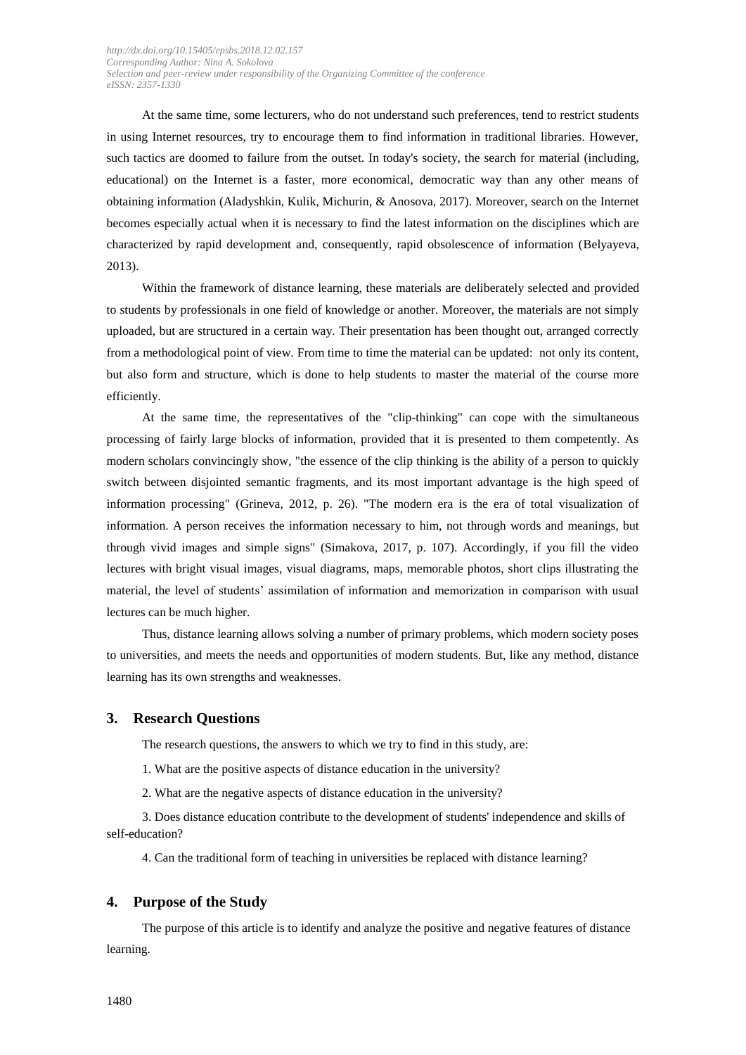At the same time, some lecturers, who do not understand such preferences, tend to restrict students in using Internet resources, try to encourage them to find information in traditional libraries. However, such tactics are doomed to failure from the outset. In today's society, the search for material (including, educational) on the Internet is a faster, more economical, democratic way than any other means of obtaining information (Aladyshkin, Kulik, Michurin, & Anosova, 2017). Moreover, search on the Internet becomes especially actual when it is necessary to find the latest information on the disciplines which are characterized by rapid development and, consequently, rapid obsolescence of information (Belyayeva, 2013).

Within the framework of distance learning, these materials are deliberately selected and provided to students by professionals in one field of knowledge or another. Moreover, the materials are not simply uploaded, but are structured in a certain way. Their presentation has been thought out, arranged correctly from a methodological point of view. From time to time the material can be updated: not only its content, but also form and structure, which is done to help students to master the material of the course more efficiently.

At the same time, the representatives of the "clip-thinking" can cope with the simultaneous processing of fairly large blocks of information, provided that it is presented to them competently. As modern scholars convincingly show, "the essence of the clip thinking is the ability of a person to quickly switch between disjointed semantic fragments, and its most important advantage is the high speed of information processing" (Grineva, 2012, p. 26). "The modern era is the era of total visualization of information. A person receives the information necessary to him, not through words and meanings, but through vivid images and simple signs" (Simakova, 2017, p. 107). Accordingly, if you fill the video lectures with bright visual images, visual diagrams, maps, memorable photos, short clips illustrating the material, the level of students' assimilation of information and memorization in comparison with usual lectures can be much higher.

Thus, distance learning allows solving a number of primary problems, which modern society poses to universities, and meets the needs and opportunities of modern students. But, like any method, distance learning has its own strengths and weaknesses.

## 3. Research Questions

The research questions, the answers to which we try to find in this study, are:

1. What are the positive aspects of distance education in the university?

2. What are the negative aspects of distance education in the university?

3. Does distance education contribute to the development of students' independence and skills of self-education?

4. Can the traditional form of teaching in universities be replaced with distance learning?

## 4. Purpose of the Study

The purpose of this article is to identify and analyze the positive and negative features of distance learning.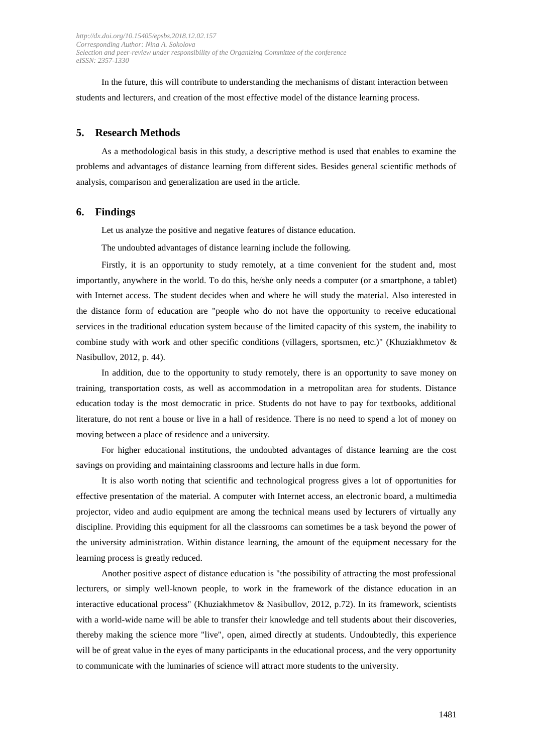In the future, this will contribute to understanding the mechanisms of distant interaction between students and lecturers, and creation of the most effective model of the distance learning process.

## 5. Research Methods

As a methodological basis in this study, a descriptive method is used that enables to examine the problems and advantages of distance learning from different sides. Besides general scientific methods of analysis, comparison and generalization are used in the article.

## 6. Findings

Let us analyze the positive and negative features of distance education.

The undoubted advantages of distance learning include the following.

Firstly, it is an opportunity to study remotely, at a time convenient for the student and, most importantly, anywhere in the world. To do this, he/she only needs a computer (or a smartphone, a tablet) with Internet access. The student decides when and where he will study the material. Also interested in the distance form of education are "people who do not have the opportunity to receive educational services in the traditional education system because of the limited capacity of this system, the inability to combine study with work and other specific conditions (villagers, sportsmen, etc.)" (Khuziakhmetov & Nasibullov, 2012, p. 44).

In addition, due to the opportunity to study remotely, there is an opportunity to save money on training, transportation costs, as well as accommodation in a metropolitan area for students. Distance education today is the most democratic in price. Students do not have to pay for textbooks, additional literature, do not rent a house or live in a hall of residence. There is no need to spend a lot of money on moving between a place of residence and a university.

For higher educational institutions, the undoubted advantages of distance learning are the cost savings on providing and maintaining classrooms and lecture halls in due form.

It is also worth noting that scientific and technological progress gives a lot of opportunities for effective presentation of the material. A computer with Internet access, an electronic board, a multimedia projector, video and audio equipment are among the technical means used by lecturers of virtually any discipline. Providing this equipment for all the classrooms can sometimes be a task beyond the power of the university administration. Within distance learning, the amount of the equipment necessary for the learning process is greatly reduced.

Another positive aspect of distance education is "the possibility of attracting the most professional lecturers, or simply well-known people, to work in the framework of the distance education in an interactive educational process" (Khuziakhmetov & Nasibullov, 2012, p.72). In its framework, scientists with a world-wide name will be able to transfer their knowledge and tell students about their discoveries, thereby making the science more "live", open, aimed directly at students. Undoubtedly, this experience will be of great value in the eyes of many participants in the educational process, and the very opportunity to communicate with the luminaries of science will attract more students to the university.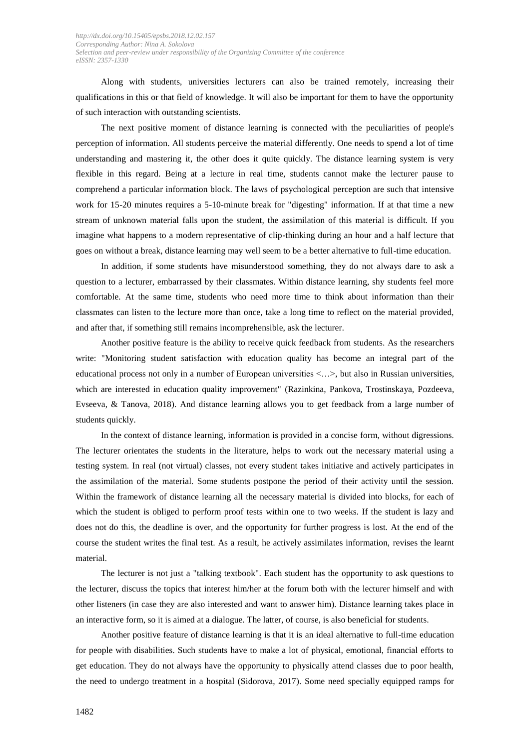Along with students, universities lecturers can also be trained remotely, increasing their qualifications in this or that field of knowledge. It will also be important for them to have the opportunity of such interaction with outstanding scientists.

The next positive moment of distance learning is connected with the peculiarities of people's perception of information. All students perceive the material differently. One needs to spend a lot of time understanding and mastering it, the other does it quite quickly. The distance learning system is very flexible in this regard. Being at a lecture in real time, students cannot make the lecturer pause to comprehend a particular information block. The laws of psychological perception are such that intensive work for 15-20 minutes requires a 5-10-minute break for "digesting" information. If at that time a new stream of unknown material falls upon the student, the assimilation of this material is difficult. If you imagine what happens to a modern representative of clip-thinking during an hour and a half lecture that goes on without a break, distance learning may well seem to be a better alternative to full-time education.

In addition, if some students have misunderstood something, they do not always dare to ask a question to a lecturer, embarrassed by their classmates. Within distance learning, shy students feel more comfortable. At the same time, students who need more time to think about information than their classmates can listen to the lecture more than once, take a long time to reflect on the material provided, and after that, if something still remains incomprehensible, ask the lecturer.

Another positive feature is the ability to receive quick feedback from students. As the researchers write: "Monitoring student satisfaction with education quality has become an integral part of the educational process not only in a number of European universities <…>, but also in Russian universities, which are interested in education quality improvement" (Razinkina, Pankova, Trostinskaya, Pozdeeva, Evseeva, & Tanova, 2018). And distance learning allows you to get feedback from a large number of students quickly.

In the context of distance learning, information is provided in a concise form, without digressions. The lecturer orientates the students in the literature, helps to work out the necessary material using a testing system. In real (not virtual) classes, not every student takes initiative and actively participates in the assimilation of the material. Some students postpone the period of their activity until the session. Within the framework of distance learning all the necessary material is divided into blocks, for each of which the student is obliged to perform proof tests within one to two weeks. If the student is lazy and does not do this, the deadline is over, and the opportunity for further progress is lost. At the end of the course the student writes the final test. As a result, he actively assimilates information, revises the learnt material.

The lecturer is not just a "talking textbook". Each student has the opportunity to ask questions to the lecturer, discuss the topics that interest him/her at the forum both with the lecturer himself and with other listeners (in case they are also interested and want to answer him). Distance learning takes place in an interactive form, so it is aimed at a dialogue. The latter, of course, is also beneficial for students.

Another positive feature of distance learning is that it is an ideal alternative to full-time education for people with disabilities. Such students have to make a lot of physical, emotional, financial efforts to get education. They do not always have the opportunity to physically attend classes due to poor health, the need to undergo treatment in a hospital (Sidorova, 2017). Some need specially equipped ramps for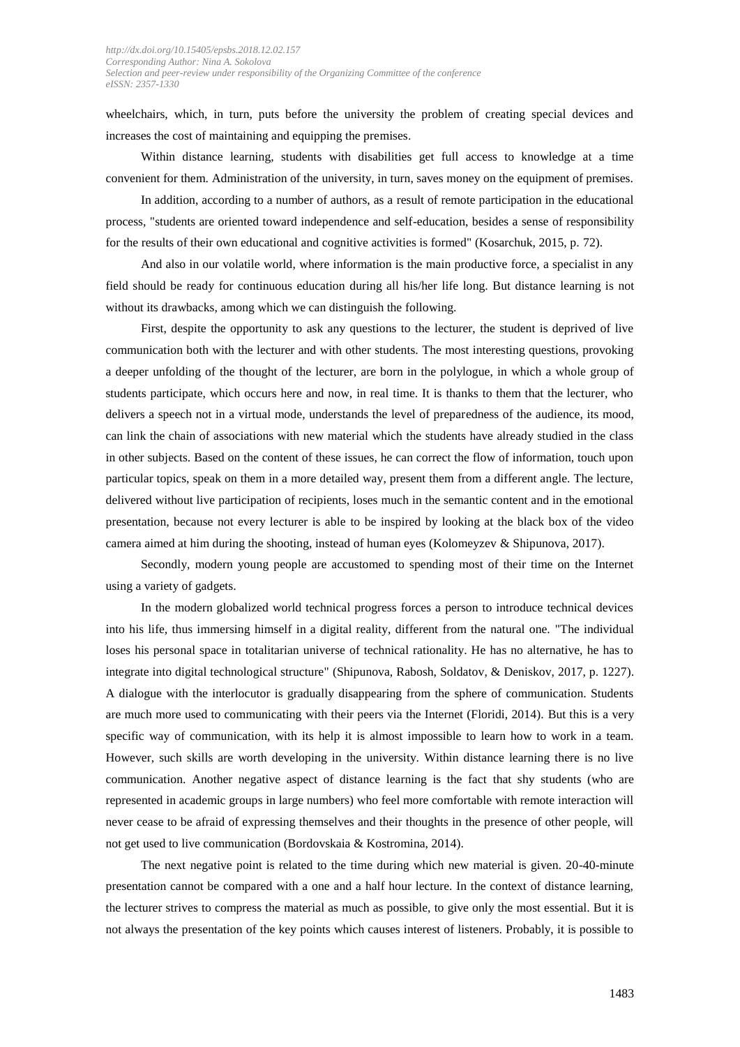wheelchairs, which, in turn, puts before the university the problem of creating special devices and increases the cost of maintaining and equipping the premises.

Within distance learning, students with disabilities get full access to knowledge at a time convenient for them. Administration of the university, in turn, saves money on the equipment of premises.

In addition, according to a number of authors, as a result of remote participation in the educational process, "students are oriented toward independence and self-education, besides a sense of responsibility for the results of their own educational and cognitive activities is formed" (Kosarchuk, 2015, p. 72).

And also in our volatile world, where information is the main productive force, a specialist in any field should be ready for continuous education during all his/her life long. But distance learning is not without its drawbacks, among which we can distinguish the following.

First, despite the opportunity to ask any questions to the lecturer, the student is deprived of live communication both with the lecturer and with other students. The most interesting questions, provoking a deeper unfolding of the thought of the lecturer, are born in the polylogue, in which a whole group of students participate, which occurs here and now, in real time. It is thanks to them that the lecturer, who delivers a speech not in a virtual mode, understands the level of preparedness of the audience, its mood, can link the chain of associations with new material which the students have already studied in the class in other subjects. Based on the content of these issues, he can correct the flow of information, touch upon particular topics, speak on them in a more detailed way, present them from a different angle. The lecture, delivered without live participation of recipients, loses much in the semantic content and in the emotional presentation, because not every lecturer is able to be inspired by looking at the black box of the video camera aimed at him during the shooting, instead of human eyes (Kolomeyzev & Shipunova, 2017).

Secondly, modern young people are accustomed to spending most of their time on the Internet using a variety of gadgets.

In the modern globalized world technical progress forces a person to introduce technical devices into his life, thus immersing himself in a digital reality, different from the natural one. "The individual loses his personal space in totalitarian universe of technical rationality. He has no alternative, he has to integrate into digital technological structure" (Shipunova, Rabosh, Soldatov, & Deniskov, 2017, p. 1227). A dialogue with the interlocutor is gradually disappearing from the sphere of communication. Students are much more used to communicating with their peers via the Internet (Floridi, 2014). But this is a very specific way of communication, with its help it is almost impossible to learn how to work in a team. However, such skills are worth developing in the university. Within distance learning there is no live communication. Another negative aspect of distance learning is the fact that shy students (who are represented in academic groups in large numbers) who feel more comfortable with remote interaction will never cease to be afraid of expressing themselves and their thoughts in the presence of other people, will not get used to live communication (Bordovskaia & Kostromina, 2014).

The next negative point is related to the time during which new material is given. 20-40-minute presentation cannot be compared with a one and a half hour lecture. In the context of distance learning, the lecturer strives to compress the material as much as possible, to give only the most essential. But it is not always the presentation of the key points which causes interest of listeners. Probably, it is possible to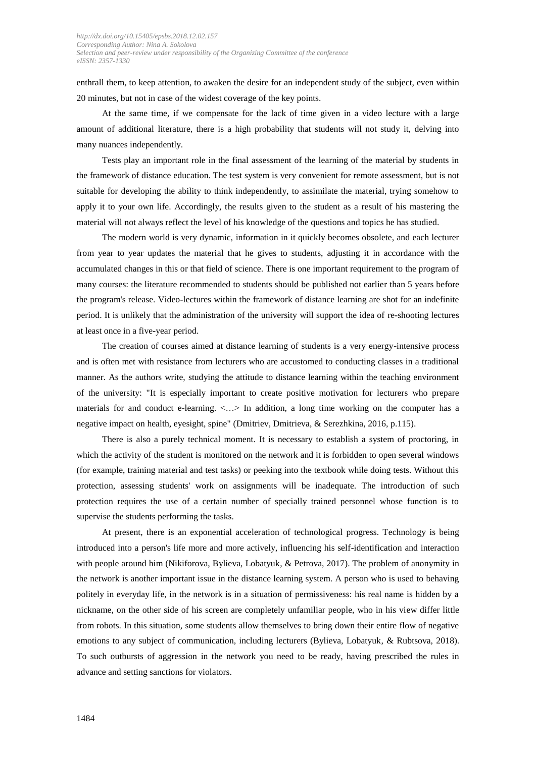enthrall them, to keep attention, to awaken the desire for an independent study of the subject, even within 20 minutes, but not in case of the widest coverage of the key points.

At the same time, if we compensate for the lack of time given in a video lecture with a large amount of additional literature, there is a high probability that students will not study it, delving into many nuances independently.

Tests play an important role in the final assessment of the learning of the material by students in the framework of distance education. The test system is very convenient for remote assessment, but is not suitable for developing the ability to think independently, to assimilate the material, trying somehow to apply it to your own life. Accordingly, the results given to the student as a result of his mastering the material will not always reflect the level of his knowledge of the questions and topics he has studied.

The modern world is very dynamic, information in it quickly becomes obsolete, and each lecturer from year to year updates the material that he gives to students, adjusting it in accordance with the accumulated changes in this or that field of science. There is one important requirement to the program of many courses: the literature recommended to students should be published not earlier than 5 years before the program's release. Video-lectures within the framework of distance learning are shot for an indefinite period. It is unlikely that the administration of the university will support the idea of re-shooting lectures at least once in a five-year period.

The creation of courses aimed at distance learning of students is a very energy-intensive process and is often met with resistance from lecturers who are accustomed to conducting classes in a traditional manner. As the authors write, studying the attitude to distance learning within the teaching environment of the university: "It is especially important to create positive motivation for lecturers who prepare materials for and conduct e-learning. <…> In addition, a long time working on the computer has a negative impact on health, eyesight, spine" (Dmitriev, Dmitrieva, & Serezhkina, 2016, p.115).

There is also a purely technical moment. It is necessary to establish a system of proctoring, in which the activity of the student is monitored on the network and it is forbidden to open several windows (for example, training material and test tasks) or peeking into the textbook while doing tests. Without this protection, assessing students' work on assignments will be inadequate. The introduction of such protection requires the use of a certain number of specially trained personnel whose function is to supervise the students performing the tasks.

At present, there is an exponential acceleration of technological progress. Technology is being introduced into a person's life more and more actively, influencing his self-identification and interaction with people around him (Nikiforova, Bylieva, Lobatyuk, & Petrova, 2017). The problem of anonymity in the network is another important issue in the distance learning system. A person who is used to behaving politely in everyday life, in the network is in a situation of permissiveness: his real name is hidden by a nickname, on the other side of his screen are completely unfamiliar people, who in his view differ little from robots. In this situation, some students allow themselves to bring down their entire flow of negative emotions to any subject of communication, including lecturers (Bylieva, Lobatyuk, & Rubtsova, 2018). To such outbursts of aggression in the network you need to be ready, having prescribed the rules in advance and setting sanctions for violators.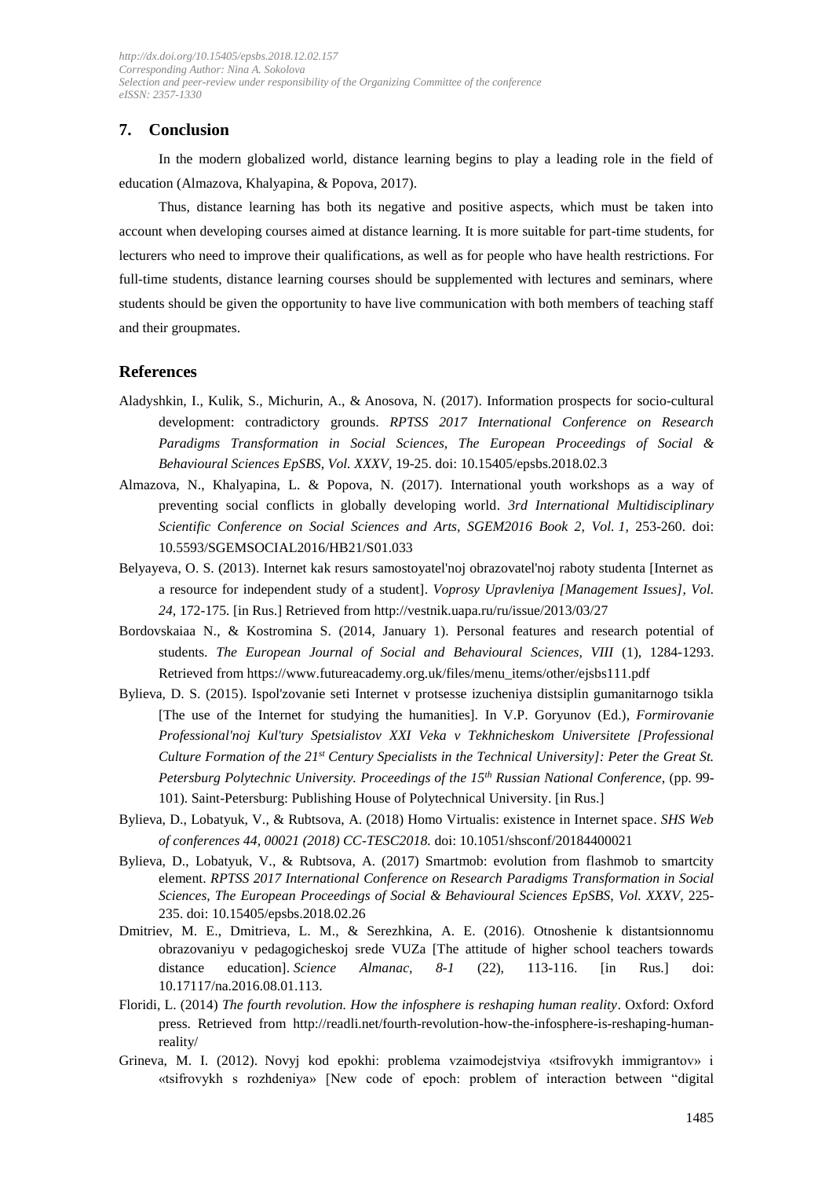## 7. Conclusion

In the modern globalized world, distance learning begins to play a leading role in the field of education (Almazova, Khalyapina, & Popova, 2017).

Thus, distance learning has both its negative and positive aspects, which must be taken into account when developing courses aimed at distance learning. It is more suitable for part-time students, for lecturers who need to improve their qualifications, as well as for people who have health restrictions. For full-time students, distance learning courses should be supplemented with lectures and seminars, where students should be given the opportunity to have live communication with both members of teaching staff and their groupmates.

## References

Aladyshkin, I., Kulik, S., Michurin, A., & Anosova, N. (2017). Information prospects for socio-cultural development: contradictory grounds. *RPTSS 2017 International Conference on Research Paradigms Transformation in Social Sciences, The European Proceedings of Social & Behavioural Sciences EpSBS, Vol. XXXV*, 19-25. doi: 10.15405/epsbs.2018.02.3

Almazova, N., Khalyapina, L. & Popova, N. (2017). International youth workshops as a way of preventing social conflicts in globally developing world. *3rd International Multidisciplinary Scientific Conference on Social Sciences and Arts, SGEM2016 Book 2, Vol. 1*, 253-260. doi: 10.5593/SGEMSOCIAL2016/HB21/S01.033

Belyayeva, O. S. (2013). Internet kak resurs samostoyatel'noj obrazovatel'noj raboty studenta [Internet as a resource for independent study of a student]. *Voprosy Upravleniya [Management Issues], Vol. 24*, 172-175. [in Rus.] Retrieved from http://vestnik.uapa.ru/ru/issue/2013/03/27

Bordovskaiaa N., & Kostromina S. (2014, January 1). Personal features and research potential of students. *The European Journal of Social and Behavioural Sciences, VIII* (1), 1284-1293. Retrieved from https://www.futureacademy.org.uk/files/menu_items/other/ejsbs111.pdf

Bylieva, D. S. (2015). Ispol'zovanie seti Internet v protsesse izucheniya distsiplin gumanitarnogo tsikla [The use of the Internet for studying the humanities]. In V.P. Goryunov (Ed.), *Formirovanie Professional'noj Kul'tury Spetsialistov XXI Veka v Tekhnicheskom Universitete [Professional Culture Formation of the 21st Century Specialists in the Technical University]: Peter the Great St. Petersburg Polytechnic University. Proceedings of the 15th Russian National Conference*, (pp. 99-101). Saint-Petersburg: Publishing House of Polytechnical University. [in Rus.]

Bylieva, D., Lobatyuk, V., & Rubtsova, A. (2018) Homo Virtualis: existence in Internet space. *SHS Web of conferences 44, 00021 (2018) CC-TESC2018.* doi: 10.1051/shsconf/20184400021

Bylieva, D., Lobatyuk, V., & Rubtsova, A. (2017) Smartmob: evolution from flashmob to smartcity element. *RPTSS 2017 International Conference on Research Paradigms Transformation in Social Sciences, The European Proceedings of Social & Behavioural Sciences EpSBS, Vol. XXXV*, 225-235. doi: 10.15405/epsbs.2018.02.26

Dmitriev, M. E., Dmitrieva, L. M., & Serezhkina, A. E. (2016). Otnoshenie k distantsionnomu obrazovaniyu v pedagogicheskoj srede VUZa [The attitude of higher school teachers towards distance education]. *Science Almanac, 8-1* (22), 113-116. [in Rus.] doi: 10.17117/na.2016.08.01.113.

Floridi, L. (2014) *The fourth revolution. How the infosphere is reshaping human reality*. Oxford: Oxford press. Retrieved from http://readli.net/fourth-revolution-how-the-infosphere-is-reshaping-human-reality/

Grineva, M. I. (2012). Novyj kod epokhi: problema vzaimodejstviya «tsifrovykh immigrantov» i «tsifrovykh s rozhdeniya» [New code of epoch: problem of interaction between "digital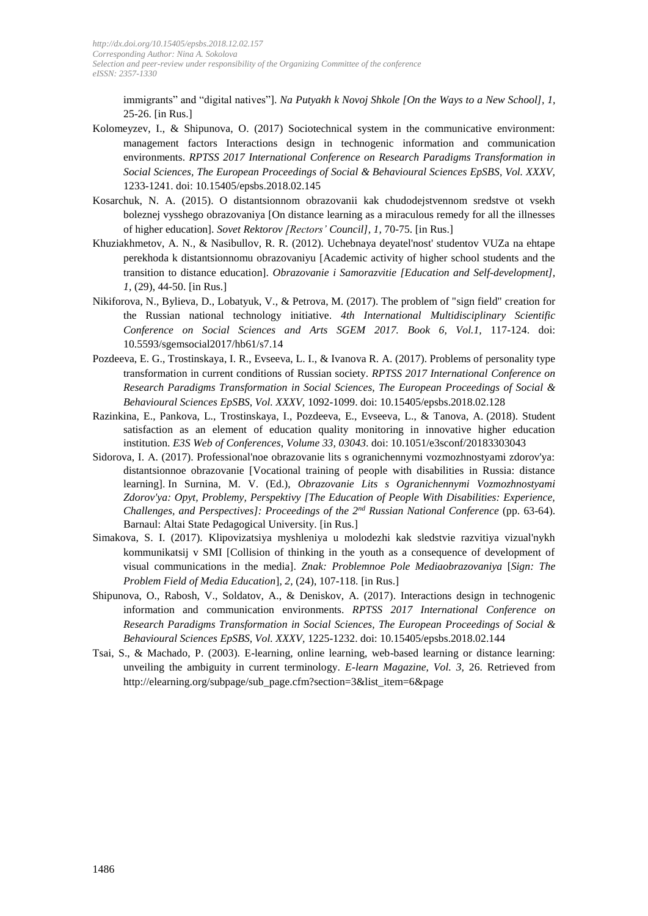immigrants" and "digital natives"]. *Na Putyakh k Novoj Shkole [On the Ways to a New School], 1,* 25-26. [in Rus.]

Kolomeyzev, I., & Shipunova, O. (2017) Sociotechnical system in the communicative environment: management factors Interactions design in technogenic information and communication environments. *RPTSS 2017 International Conference on Research Paradigms Transformation in Social Sciences, The European Proceedings of Social & Behavioural Sciences EpSBS, Vol. XXXV,* 1233-1241. doi: 10.15405/epsbs.2018.02.145

Kosarchuk, N. A. (2015). O distantsionnom obrazovanii kak chudodejstvennom sredstve ot vsekh boleznej vysshego obrazovaniya [On distance learning as a miraculous remedy for all the illnesses of higher education]. *Sovet Rektorov [Rectors' Council], 1,* 70-75. [in Rus.]

Khuziakhmetov, A. N., & Nasibullov, R. R. (2012). Uchebnaya deyatel'nost' studentov VUZa na ehtape perekhoda k distantsionnomu obrazovaniyu [Academic activity of higher school students and the transition to distance education]. *Obrazovanie i Samorazvitie [Education and Self-development], 1,* (29), 44-50. [in Rus.]

Nikiforova, N., Bylieva, D., Lobatyuk, V., & Petrova, M. (2017). The problem of "sign field" creation for the Russian national technology initiative. *4th International Multidisciplinary Scientific Conference on Social Sciences and Arts SGEM 2017. Book 6, Vol.1,* 117-124. doi: 10.5593/sgemsocial2017/hb61/s7.14

Pozdeeva, E. G., Trostinskaya, I. R., Evseeva, L. I., & Ivanova R. A. (2017). Problems of personality type transformation in current conditions of Russian society. *RPTSS 2017 International Conference on Research Paradigms Transformation in Social Sciences, The European Proceedings of Social & Behavioural Sciences EpSBS, Vol. XXXV,* 1092-1099. doi: 10.15405/epsbs.2018.02.128

Razinkina, E., Pankova, L., Trostinskaya, I., Pozdeeva, E., Evseeva, L., & Tanova, A. (2018). Student satisfaction as an element of education quality monitoring in innovative higher education institution. *E3S Web of Conferences, Volume 33, 03043*. doi: 10.1051/e3sconf/20183303043

Sidorova, I. A. (2017). Professional'noe obrazovanie lits s ogranichennymi vozmozhnostyami zdorov'ya: distantsionnoe obrazovanie [Vocational training of people with disabilities in Russia: distance learning]. In Surnina, M. V. (Ed.), *Obrazovanie Lits s Ogranichennymi Vozmozhnostyami Zdorov'ya: Opyt, Problemy, Perspektivy [The Education of People With Disabilities: Experience, Challenges, and Perspectives]: Proceedings of the 2nd Russian National Conference* (pp. 63-64). Barnaul: Altai State Pedagogical University. [in Rus.]

Simakova, S. I. (2017). Klipovizatsiya myshleniya u molodezhi kak sledstvie razvitiya vizual'nykh kommunikatsij v SMI [Collision of thinking in the youth as a consequence of development of visual communications in the media]. *Znak: Problemnoe Pole Mediaobrazovaniya* [*Sign: The Problem Field of Media Education*]*, 2,* (24), 107-118. [in Rus.]

Shipunova, O., Rabosh, V., Soldatov, A., & Deniskov, A. (2017). Interactions design in technogenic information and communication environments. *RPTSS 2017 International Conference on Research Paradigms Transformation in Social Sciences, The European Proceedings of Social & Behavioural Sciences EpSBS, Vol. XXXV,* 1225-1232. doi: 10.15405/epsbs.2018.02.144

Tsai, S., & Machado, P. (2003). E-learning, online learning, web-based learning or distance learning: unveiling the ambiguity in current terminology. *E-learn Magazine, Vol. 3,* 26. Retrieved from http://elearning.org/subpage/sub_page.cfm?section=3&list_item=6&page